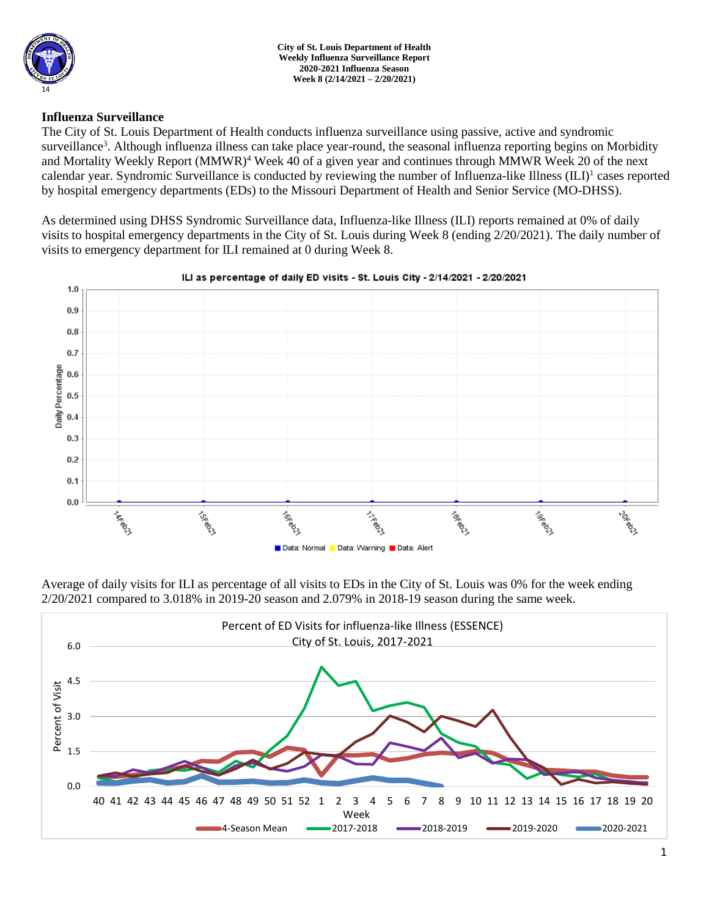**City of St. Louis Department of Health**
**Weekly Influenza Surveillance Report**
**2020-2021 Influenza Season**
**Week 8 (2/14/2021 – 2/20/2021)**

## Influenza Surveillance

The City of St. Louis Department of Health conducts influenza surveillance using passive, active and syndromic surveillance[3]. Although influenza illness can take place year-round, the seasonal influenza reporting begins on Morbidity and Mortality Weekly Report (MMWR)[4] Week 40 of a given year and continues through MMWR Week 20 of the next calendar year. Syndromic Surveillance is conducted by reviewing the number of Influenza-like Illness (ILI)[1] cases reported by hospital emergency departments (EDs) to the Missouri Department of Health and Senior Service (MO-DHSS).

As determined using DHSS Syndromic Surveillance data, Influenza-like Illness (ILI) reports remained at 0% of daily visits to hospital emergency departments in the City of St. Louis during Week 8 (ending 2/20/2021). The daily number of visits to emergency department for ILI remained at 0 during Week 8.

ILI as percentage of daily ED visits - St. Louis City - 2/14/2021 - 2/20/2021

Average of daily visits for ILI as percentage of all visits to EDs in the City of St. Louis was 0% for the week ending 2/20/2021 compared to 3.018% in 2019-20 season and 2.079% in 2018-19 season during the same week.

Percent of ED Visits for influenza-like Illness (ESSENCE)
City of St. Louis, 2017-2021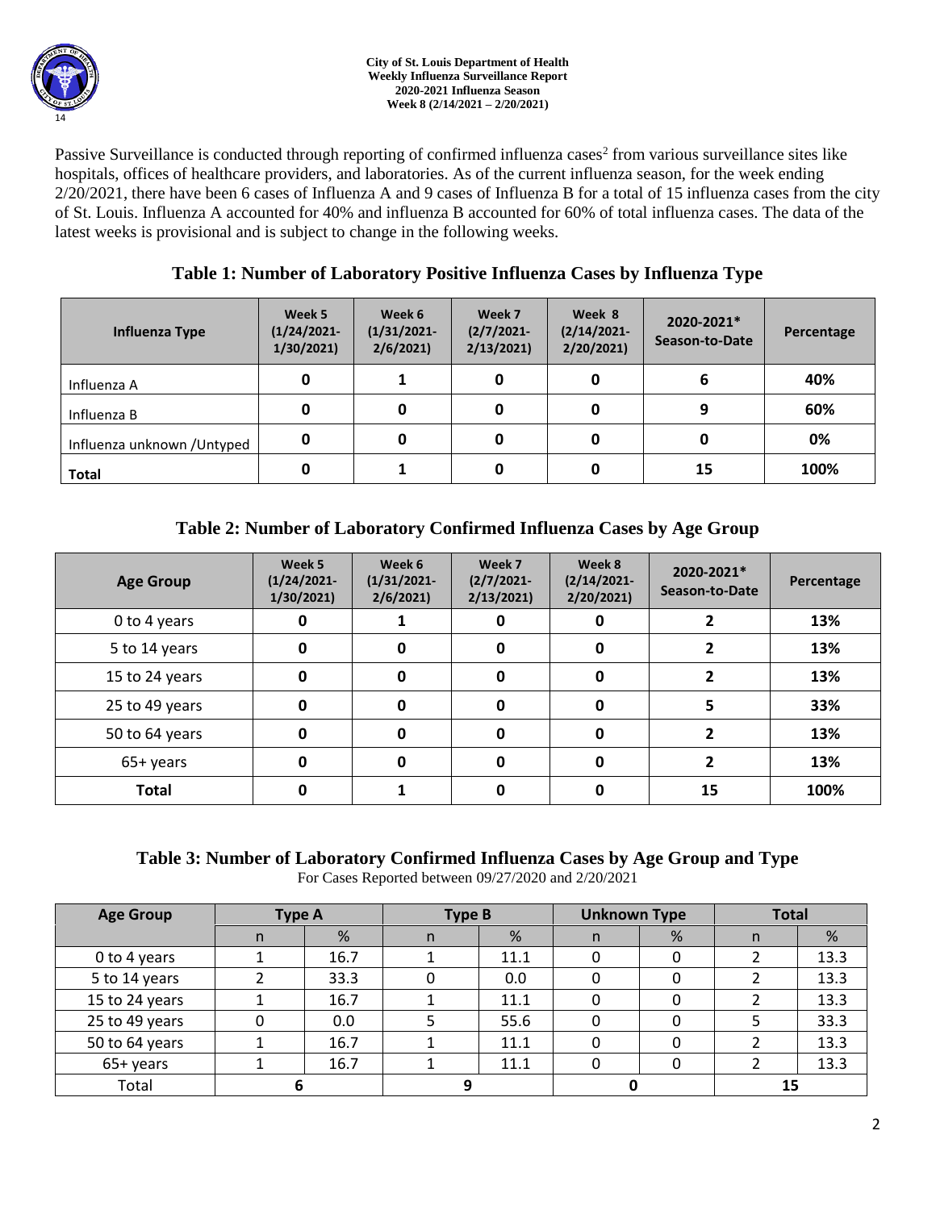City of St. Louis Department of Health
Weekly Influenza Surveillance Report
2020-2021 Influenza Season
Week 8 (2/14/2021 – 2/20/2021)

Passive Surveillance is conducted through reporting of confirmed influenza cases[2] from various surveillance sites like hospitals, offices of healthcare providers, and laboratories. As of the current influenza season, for the week ending 2/20/2021, there have been 6 cases of Influenza A and 9 cases of Influenza B for a total of 15 influenza cases from the city of St. Louis. Influenza A accounted for 40% and influenza B accounted for 60% of total influenza cases. The data of the latest weeks is provisional and is subject to change in the following weeks.

## Table 1: Number of Laboratory Positive Influenza Cases by Influenza Type

| Influenza Type | Week 5 (1/24/2021-1/30/2021) | Week 6 (1/31/2021-2/6/2021) | Week 7 (2/7/2021-2/13/2021) | Week 8 (2/14/2021-2/20/2021) | 2020-2021* Season-to-Date | Percentage |
|---|---|---|---|---|---|---|
| Influenza A | 0 | 1 | 0 | 0 | 6 | 40% |
| Influenza B | 0 | 0 | 0 | 0 | 9 | 60% |
| Influenza unknown /Untyped | 0 | 0 | 0 | 0 | 0 | 0% |
| **Total** | 0 | 1 | 0 | 0 | 15 | 100% |

## Table 2: Number of Laboratory Confirmed Influenza Cases by Age Group

| Age Group | Week 5 (1/24/2021-1/30/2021) | Week 6 (1/31/2021-2/6/2021) | Week 7 (2/7/2021-2/13/2021) | Week 8 (2/14/2021-2/20/2021) | 2020-2021* Season-to-Date | Percentage |
|---|---|---|---|---|---|---|
| 0 to 4 years | 0 | 1 | 0 | 0 | 2 | 13% |
| 5 to 14 years | 0 | 0 | 0 | 0 | 2 | 13% |
| 15 to 24 years | 0 | 0 | 0 | 0 | 2 | 13% |
| 25 to 49 years | 0 | 0 | 0 | 0 | 5 | 33% |
| 50 to 64 years | 0 | 0 | 0 | 0 | 2 | 13% |
| 65+ years | 0 | 0 | 0 | 0 | 2 | 13% |
| **Total** | 0 | 1 | 0 | 0 | 15 | 100% |

## Table 3: Number of Laboratory Confirmed Influenza Cases by Age Group and Type

For Cases Reported between 09/27/2020 and 2/20/2021

| Age Group | Type A | | Type B | | Unknown Type | | Total | |
|---|---|---|---|---|---|---|---|---|
| | n | % | n | % | n | % | n | % |
| 0 to 4 years | 1 | 16.7 | 1 | 11.1 | 0 | 0 | 2 | 13.3 |
| 5 to 14 years | 2 | 33.3 | 0 | 0.0 | 0 | 0 | 2 | 13.3 |
| 15 to 24 years | 1 | 16.7 | 1 | 11.1 | 0 | 0 | 2 | 13.3 |
| 25 to 49 years | 0 | 0.0 | 5 | 55.6 | 0 | 0 | 5 | 33.3 |
| 50 to 64 years | 1 | 16.7 | 1 | 11.1 | 0 | 0 | 2 | 13.3 |
| 65+ years | 1 | 16.7 | 1 | 11.1 | 0 | 0 | 2 | 13.3 |
| Total | 6 | | 9 | | 0 | | 15 | |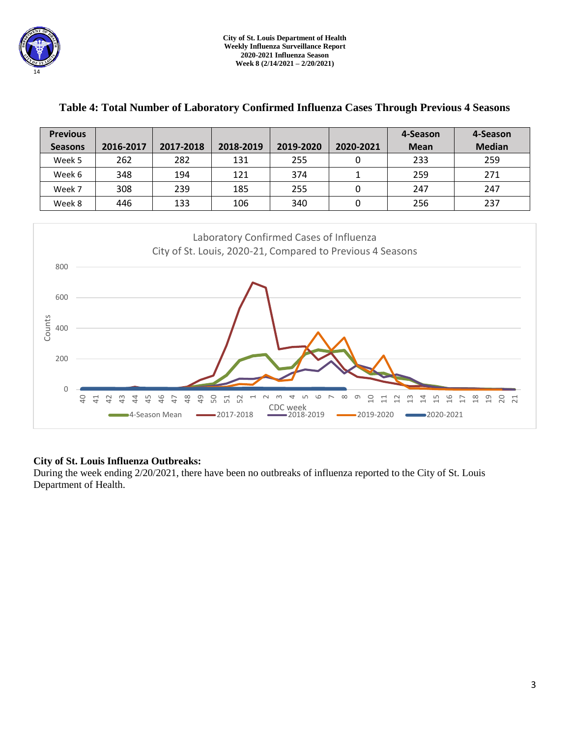## Table 4: Total Number of Laboratory Confirmed Influenza Cases Through Previous 4 Seasons

| Previous Seasons | 2016-2017 | 2017-2018 | 2018-2019 | 2019-2020 | 2020-2021 | 4-Season Mean | 4-Season Median |
|---|---|---|---|---|---|---|---|
| Week 5 | 262 | 282 | 131 | 255 | 0 | 233 | 259 |
| Week 6 | 348 | 194 | 121 | 374 | 1 | 259 | 271 |
| Week 7 | 308 | 239 | 185 | 255 | 0 | 247 | 247 |
| Week 8 | 446 | 133 | 106 | 340 | 0 | 256 | 237 |

**City of St. Louis Influenza Outbreaks:**
During the week ending 2/20/2021, there have been no outbreaks of influenza reported to the City of St. Louis Department of Health.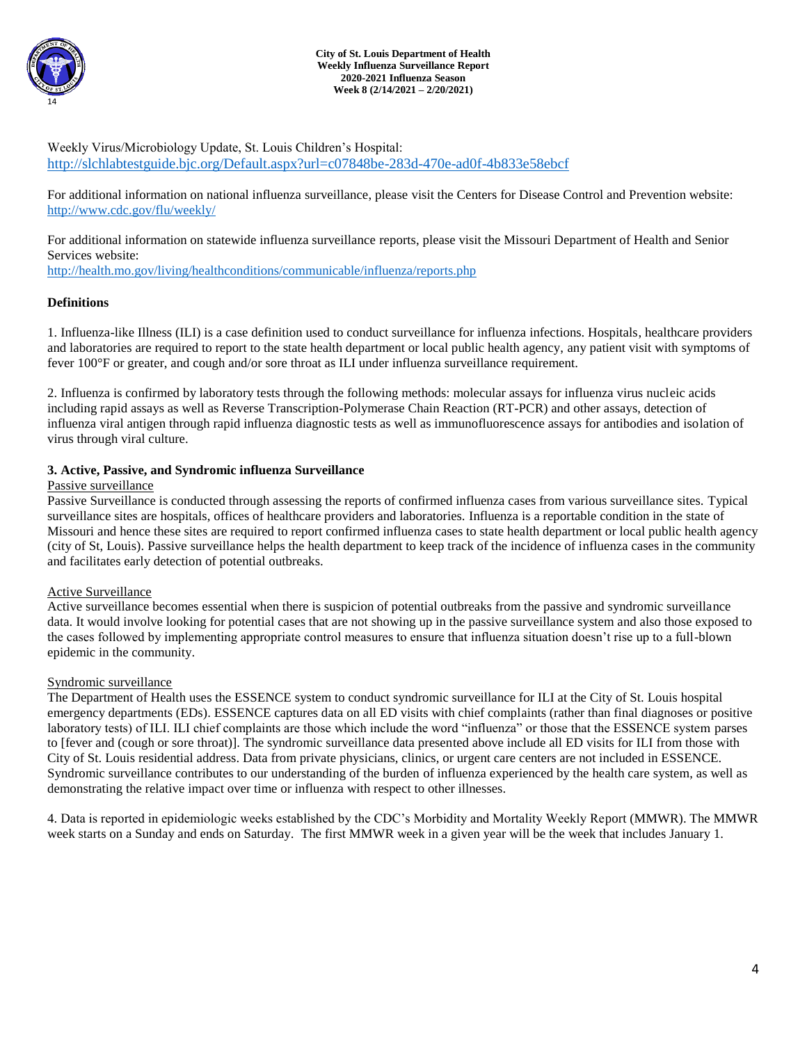Weekly Virus/Microbiology Update, St. Louis Children's Hospital:
http://slchlabtestguide.bjc.org/Default.aspx?url=c07848be-283d-470e-ad0f-4b833e58ebcf

For additional information on national influenza surveillance, please visit the Centers for Disease Control and Prevention website: http://www.cdc.gov/flu/weekly/

For additional information on statewide influenza surveillance reports, please visit the Missouri Department of Health and Senior Services website:
http://health.mo.gov/living/healthconditions/communicable/influenza/reports.php

**Definitions**

1. Influenza-like Illness (ILI) is a case definition used to conduct surveillance for influenza infections. Hospitals, healthcare providers and laboratories are required to report to the state health department or local public health agency, any patient visit with symptoms of fever 100°F or greater, and cough and/or sore throat as ILI under influenza surveillance requirement.

2. Influenza is confirmed by laboratory tests through the following methods: molecular assays for influenza virus nucleic acids including rapid assays as well as Reverse Transcription-Polymerase Chain Reaction (RT-PCR) and other assays, detection of influenza viral antigen through rapid influenza diagnostic tests as well as immunofluorescence assays for antibodies and isolation of virus through viral culture.

**3. Active, Passive, and Syndromic influenza Surveillance**

Passive surveillance

Passive Surveillance is conducted through assessing the reports of confirmed influenza cases from various surveillance sites. Typical surveillance sites are hospitals, offices of healthcare providers and laboratories. Influenza is a reportable condition in the state of Missouri and hence these sites are required to report confirmed influenza cases to state health department or local public health agency (city of St, Louis). Passive surveillance helps the health department to keep track of the incidence of influenza cases in the community and facilitates early detection of potential outbreaks.

Active Surveillance

Active surveillance becomes essential when there is suspicion of potential outbreaks from the passive and syndromic surveillance data. It would involve looking for potential cases that are not showing up in the passive surveillance system and also those exposed to the cases followed by implementing appropriate control measures to ensure that influenza situation doesn't rise up to a full-blown epidemic in the community.

Syndromic surveillance

The Department of Health uses the ESSENCE system to conduct syndromic surveillance for ILI at the City of St. Louis hospital emergency departments (EDs). ESSENCE captures data on all ED visits with chief complaints (rather than final diagnoses or positive laboratory tests) of ILI. ILI chief complaints are those which include the word "influenza" or those that the ESSENCE system parses to [fever and (cough or sore throat)]. The syndromic surveillance data presented above include all ED visits for ILI from those with City of St. Louis residential address. Data from private physicians, clinics, or urgent care centers are not included in ESSENCE. Syndromic surveillance contributes to our understanding of the burden of influenza experienced by the health care system, as well as demonstrating the relative impact over time or influenza with respect to other illnesses.

4. Data is reported in epidemiologic weeks established by the CDC's Morbidity and Mortality Weekly Report (MMWR). The MMWR week starts on a Sunday and ends on Saturday. The first MMWR week in a given year will be the week that includes January 1.